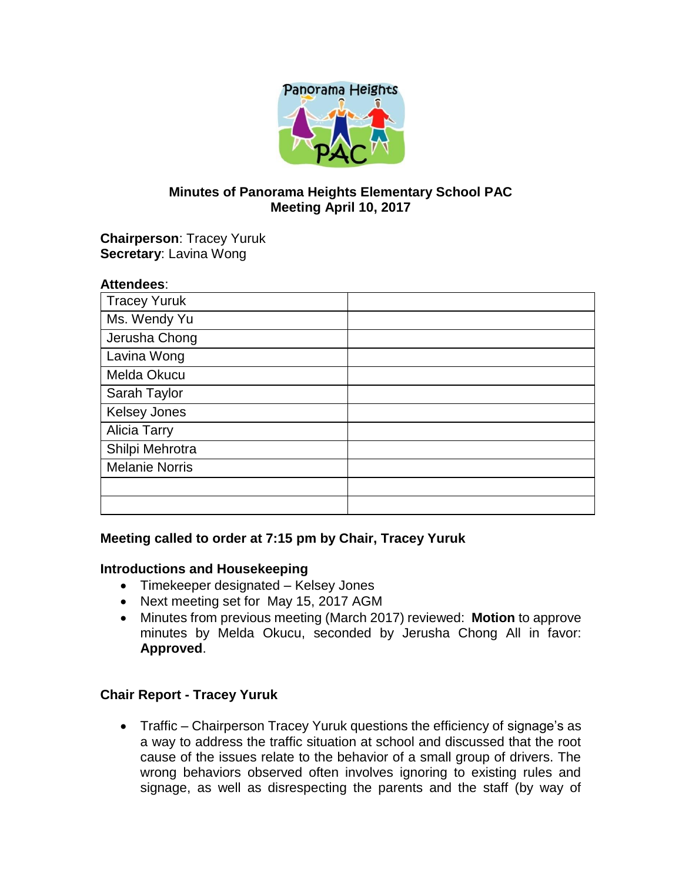# Minutes of Panorama Heights Elementary School PAC Meeting April 10, 2017

**Chairperson**: Tracey Yuruk
**Secretary**: Lavina Wong

**Attendees**:

| | |
|---|---|
| Tracey Yuruk | |
| Ms. Wendy Yu | |
| Jerusha Chong | |
| Lavina Wong | |
| Melda Okucu | |
| Sarah Taylor | |
| Kelsey Jones | |
| Alicia Tarry | |
| Shilpi Mehrotra | |
| Melanie Norris | |
| | |
| | |

### Meeting called to order at 7:15 pm by Chair, Tracey Yuruk

### Introductions and Housekeeping

- Timekeeper designated – Kelsey Jones
- Next meeting set for May 15, 2017 AGM
- Minutes from previous meeting (March 2017) reviewed: **Motion** to approve minutes by Melda Okucu, seconded by Jerusha Chong All in favor: **Approved**.

### Chair Report - Tracey Yuruk

- Traffic – Chairperson Tracey Yuruk questions the efficiency of signage's as a way to address the traffic situation at school and discussed that the root cause of the issues relate to the behavior of a small group of drivers. The wrong behaviors observed often involves ignoring to existing rules and signage, as well as disrespecting the parents and the staff (by way of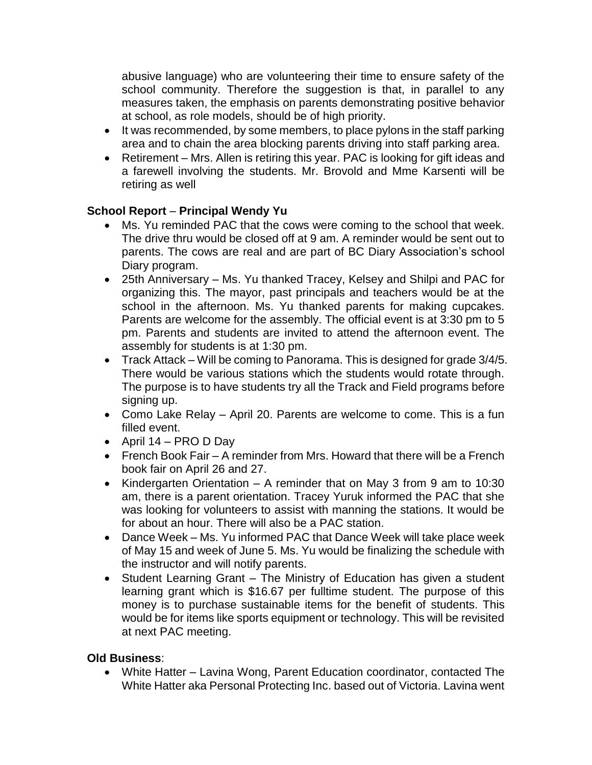abusive language) who are volunteering their time to ensure safety of the school community. Therefore the suggestion is that, in parallel to any measures taken, the emphasis on parents demonstrating positive behavior at school, as role models, should be of high priority.

- It was recommended, by some members, to place pylons in the staff parking area and to chain the area blocking parents driving into staff parking area.
- Retirement – Mrs. Allen is retiring this year. PAC is looking for gift ideas and a farewell involving the students. Mr. Brovold and Mme Karsenti will be retiring as well

**School Report** – **Principal Wendy Yu**

- Ms. Yu reminded PAC that the cows were coming to the school that week. The drive thru would be closed off at 9 am. A reminder would be sent out to parents. The cows are real and are part of BC Diary Association's school Diary program.
- 25th Anniversary – Ms. Yu thanked Tracey, Kelsey and Shilpi and PAC for organizing this. The mayor, past principals and teachers would be at the school in the afternoon. Ms. Yu thanked parents for making cupcakes. Parents are welcome for the assembly. The official event is at 3:30 pm to 5 pm. Parents and students are invited to attend the afternoon event. The assembly for students is at 1:30 pm.
- Track Attack – Will be coming to Panorama. This is designed for grade 3/4/5. There would be various stations which the students would rotate through. The purpose is to have students try all the Track and Field programs before signing up.
- Como Lake Relay – April 20. Parents are welcome to come. This is a fun filled event.
- April 14 – PRO D Day
- French Book Fair – A reminder from Mrs. Howard that there will be a French book fair on April 26 and 27.
- Kindergarten Orientation – A reminder that on May 3 from 9 am to 10:30 am, there is a parent orientation. Tracey Yuruk informed the PAC that she was looking for volunteers to assist with manning the stations. It would be for about an hour. There will also be a PAC station.
- Dance Week – Ms. Yu informed PAC that Dance Week will take place week of May 15 and week of June 5. Ms. Yu would be finalizing the schedule with the instructor and will notify parents.
- Student Learning Grant – The Ministry of Education has given a student learning grant which is $16.67 per fulltime student. The purpose of this money is to purchase sustainable items for the benefit of students. This would be for items like sports equipment or technology. This will be revisited at next PAC meeting.

**Old Business**:

- White Hatter – Lavina Wong, Parent Education coordinator, contacted The White Hatter aka Personal Protecting Inc. based out of Victoria. Lavina went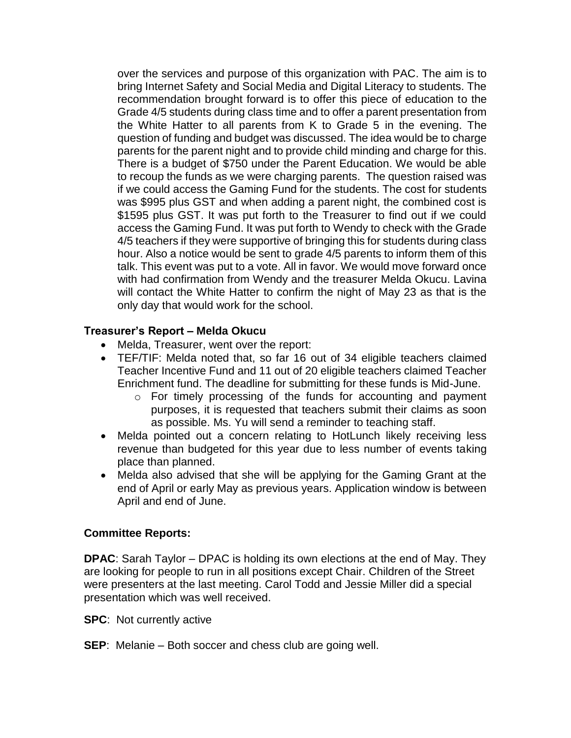over the services and purpose of this organization with PAC. The aim is to bring Internet Safety and Social Media and Digital Literacy to students. The recommendation brought forward is to offer this piece of education to the Grade 4/5 students during class time and to offer a parent presentation from the White Hatter to all parents from K to Grade 5 in the evening. The question of funding and budget was discussed. The idea would be to charge parents for the parent night and to provide child minding and charge for this. There is a budget of $750 under the Parent Education. We would be able to recoup the funds as we were charging parents. The question raised was if we could access the Gaming Fund for the students. The cost for students was $995 plus GST and when adding a parent night, the combined cost is $1595 plus GST. It was put forth to the Treasurer to find out if we could access the Gaming Fund. It was put forth to Wendy to check with the Grade 4/5 teachers if they were supportive of bringing this for students during class hour. Also a notice would be sent to grade 4/5 parents to inform them of this talk. This event was put to a vote. All in favor. We would move forward once with had confirmation from Wendy and the treasurer Melda Okucu. Lavina will contact the White Hatter to confirm the night of May 23 as that is the only day that would work for the school.

**Treasurer's Report – Melda Okucu**

- Melda, Treasurer, went over the report:
- TEF/TIF: Melda noted that, so far 16 out of 34 eligible teachers claimed Teacher Incentive Fund and 11 out of 20 eligible teachers claimed Teacher Enrichment fund. The deadline for submitting for these funds is Mid-June.
    - For timely processing of the funds for accounting and payment purposes, it is requested that teachers submit their claims as soon as possible. Ms. Yu will send a reminder to teaching staff.
- Melda pointed out a concern relating to HotLunch likely receiving less revenue than budgeted for this year due to less number of events taking place than planned.
- Melda also advised that she will be applying for the Gaming Grant at the end of April or early May as previous years. Application window is between April and end of June.

**Committee Reports:**

**DPAC**: Sarah Taylor – DPAC is holding its own elections at the end of May. They are looking for people to run in all positions except Chair. Children of the Street were presenters at the last meeting. Carol Todd and Jessie Miller did a special presentation which was well received.

**SPC**: Not currently active

**SEP**: Melanie – Both soccer and chess club are going well.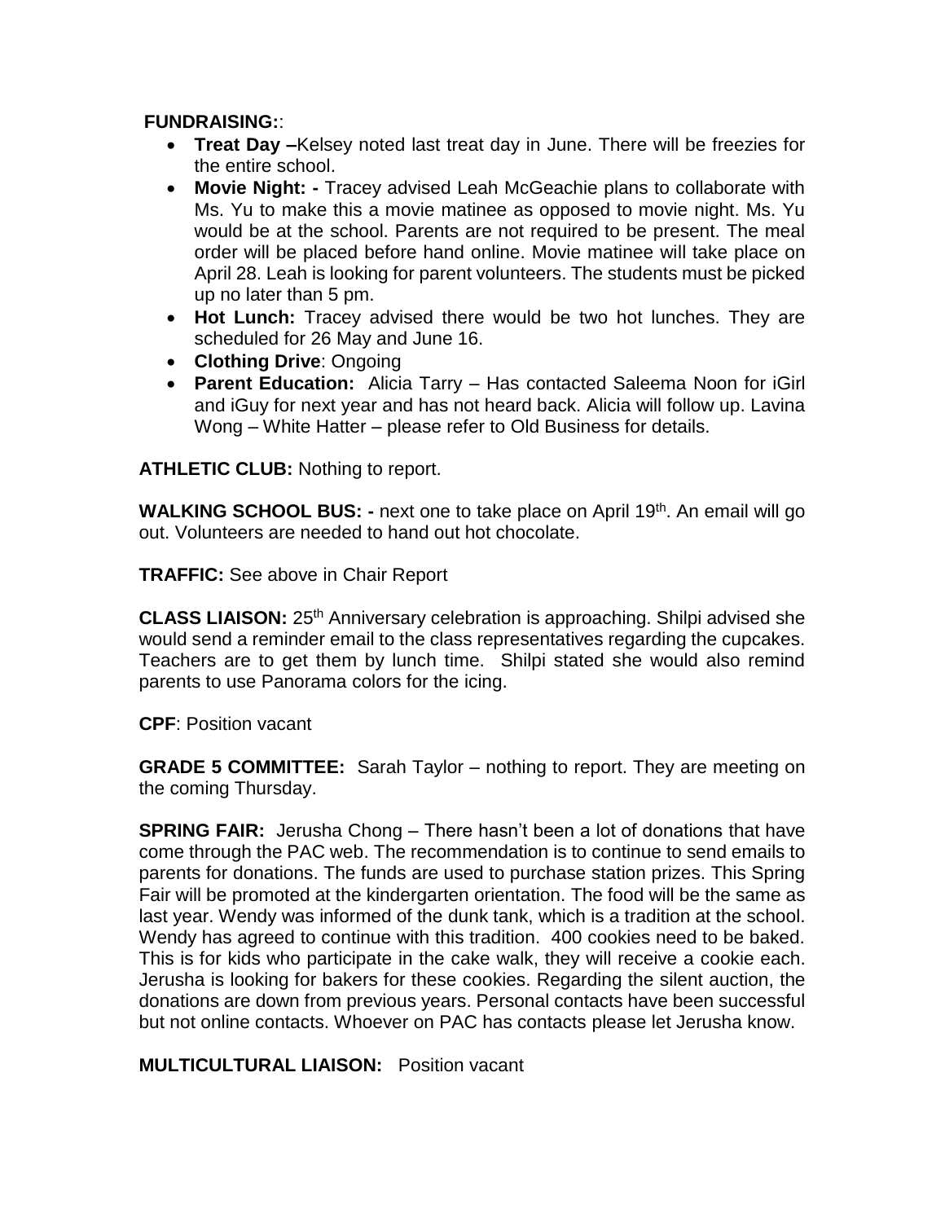**FUNDRAISING:**:

- **Treat Day –**Kelsey noted last treat day in June. There will be freezies for the entire school.
- **Movie Night: -** Tracey advised Leah McGeachie plans to collaborate with Ms. Yu to make this a movie matinee as opposed to movie night. Ms. Yu would be at the school. Parents are not required to be present. The meal order will be placed before hand online. Movie matinee will take place on April 28. Leah is looking for parent volunteers. The students must be picked up no later than 5 pm.
- **Hot Lunch:** Tracey advised there would be two hot lunches. They are scheduled for 26 May and June 16.
- **Clothing Drive**: Ongoing
- **Parent Education:** Alicia Tarry – Has contacted Saleema Noon for iGirl and iGuy for next year and has not heard back. Alicia will follow up. Lavina Wong – White Hatter – please refer to Old Business for details.

**ATHLETIC CLUB:** Nothing to report.

**WALKING SCHOOL BUS: -** next one to take place on April 19th. An email will go out. Volunteers are needed to hand out hot chocolate.

**TRAFFIC:** See above in Chair Report

**CLASS LIAISON:** 25th Anniversary celebration is approaching. Shilpi advised she would send a reminder email to the class representatives regarding the cupcakes. Teachers are to get them by lunch time. Shilpi stated she would also remind parents to use Panorama colors for the icing.

**CPF**: Position vacant

**GRADE 5 COMMITTEE:** Sarah Taylor – nothing to report. They are meeting on the coming Thursday.

**SPRING FAIR:** Jerusha Chong – There hasn't been a lot of donations that have come through the PAC web. The recommendation is to continue to send emails to parents for donations. The funds are used to purchase station prizes. This Spring Fair will be promoted at the kindergarten orientation. The food will be the same as last year. Wendy was informed of the dunk tank, which is a tradition at the school. Wendy has agreed to continue with this tradition. 400 cookies need to be baked. This is for kids who participate in the cake walk, they will receive a cookie each. Jerusha is looking for bakers for these cookies. Regarding the silent auction, the donations are down from previous years. Personal contacts have been successful but not online contacts. Whoever on PAC has contacts please let Jerusha know.

**MULTICULTURAL LIAISON:** Position vacant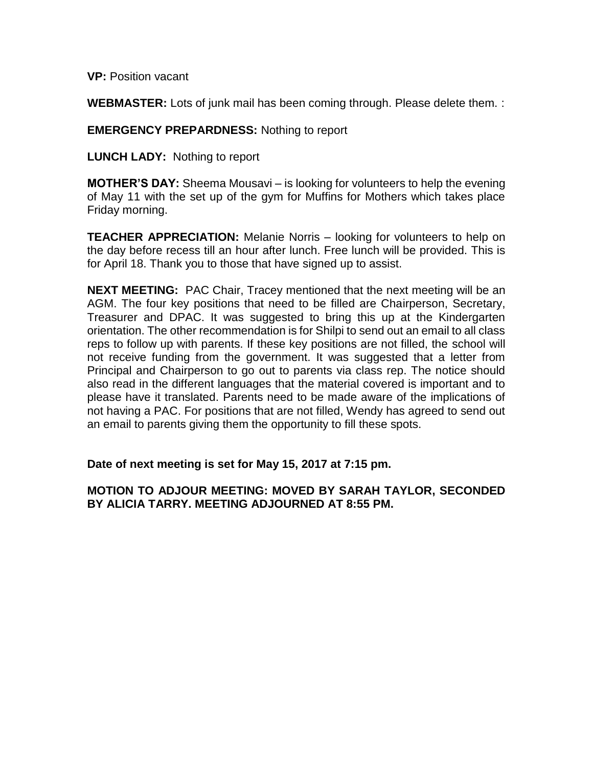**VP:** Position vacant

**WEBMASTER:** Lots of junk mail has been coming through. Please delete them. :

**EMERGENCY PREPARDNESS:** Nothing to report

**LUNCH LADY:** Nothing to report

**MOTHER'S DAY:** Sheema Mousavi – is looking for volunteers to help the evening of May 11 with the set up of the gym for Muffins for Mothers which takes place Friday morning.

**TEACHER APPRECIATION:** Melanie Norris – looking for volunteers to help on the day before recess till an hour after lunch. Free lunch will be provided. This is for April 18. Thank you to those that have signed up to assist.

**NEXT MEETING:** PAC Chair, Tracey mentioned that the next meeting will be an AGM. The four key positions that need to be filled are Chairperson, Secretary, Treasurer and DPAC. It was suggested to bring this up at the Kindergarten orientation. The other recommendation is for Shilpi to send out an email to all class reps to follow up with parents. If these key positions are not filled, the school will not receive funding from the government. It was suggested that a letter from Principal and Chairperson to go out to parents via class rep. The notice should also read in the different languages that the material covered is important and to please have it translated. Parents need to be made aware of the implications of not having a PAC. For positions that are not filled, Wendy has agreed to send out an email to parents giving them the opportunity to fill these spots.

**Date of next meeting is set for May 15, 2017 at 7:15 pm.**

**MOTION TO ADJOUR MEETING: MOVED BY SARAH TAYLOR, SECONDED BY ALICIA TARRY. MEETING ADJOURNED AT 8:55 PM.**